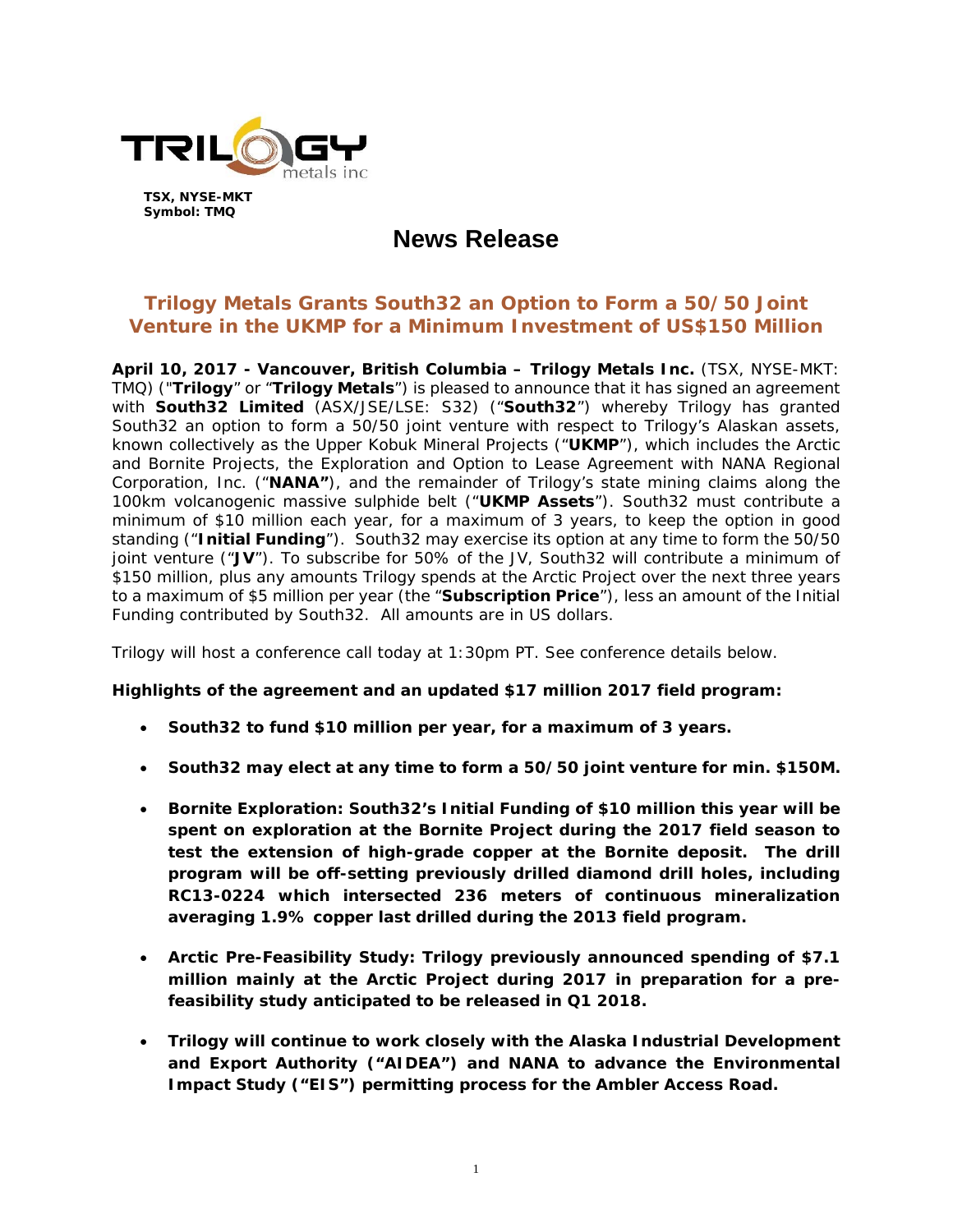TSX, NYSE-MKT
Symbol: TMQ

# News Release

## Trilogy Metals Grants South32 an Option to Form a 50/50 Joint Venture in the UKMP for a Minimum Investment of US$150 Million

**April 10, 2017 - Vancouver, British Columbia – Trilogy Metals Inc.** (TSX, NYSE-MKT: TMQ) ("**Trilogy**" or "**Trilogy Metals**") is pleased to announce that it has signed an agreement with **South32 Limited** (ASX/JSE/LSE: S32) ("**South32**") whereby Trilogy has granted South32 an option to form a 50/50 joint venture with respect to Trilogy's Alaskan assets, known collectively as the Upper Kobuk Mineral Projects ("**UKMP**"), which includes the Arctic and Bornite Projects, the Exploration and Option to Lease Agreement with NANA Regional Corporation, Inc. ("**NANA"**), and the remainder of Trilogy's state mining claims along the 100km volcanogenic massive sulphide belt ("**UKMP Assets**"). South32 must contribute a minimum of $10 million each year, for a maximum of 3 years, to keep the option in good standing ("**Initial Funding**"). South32 may exercise its option at any time to form the 50/50 joint venture ("**JV**"). To subscribe for 50% of the JV, South32 will contribute a minimum of $150 million, plus any amounts Trilogy spends at the Arctic Project over the next three years to a maximum of $5 million per year (the "**Subscription Price**"), less an amount of the Initial Funding contributed by South32. All amounts are in US dollars.

Trilogy will host a conference call today at 1:30pm PT. See conference details below.

**Highlights of the agreement and an updated $17 million 2017 field program:**

- **South32 to fund $10 million per year, for a maximum of 3 years.**
- **South32 may elect at any time to form a 50/50 joint venture for min. $150M.**
- **Bornite Exploration: South32's Initial Funding of $10 million this year will be spent on exploration at the Bornite Project during the 2017 field season to test the extension of high-grade copper at the Bornite deposit. The drill program will be off-setting previously drilled diamond drill holes, including RC13-0224 which intersected 236 meters of continuous mineralization averaging 1.9% copper last drilled during the 2013 field program.**
- **Arctic Pre-Feasibility Study: Trilogy previously announced spending of $7.1 million mainly at the Arctic Project during 2017 in preparation for a pre-feasibility study anticipated to be released in Q1 2018.**
- **Trilogy will continue to work closely with the Alaska Industrial Development and Export Authority ("AIDEA") and NANA to advance the Environmental Impact Study ("EIS") permitting process for the Ambler Access Road.**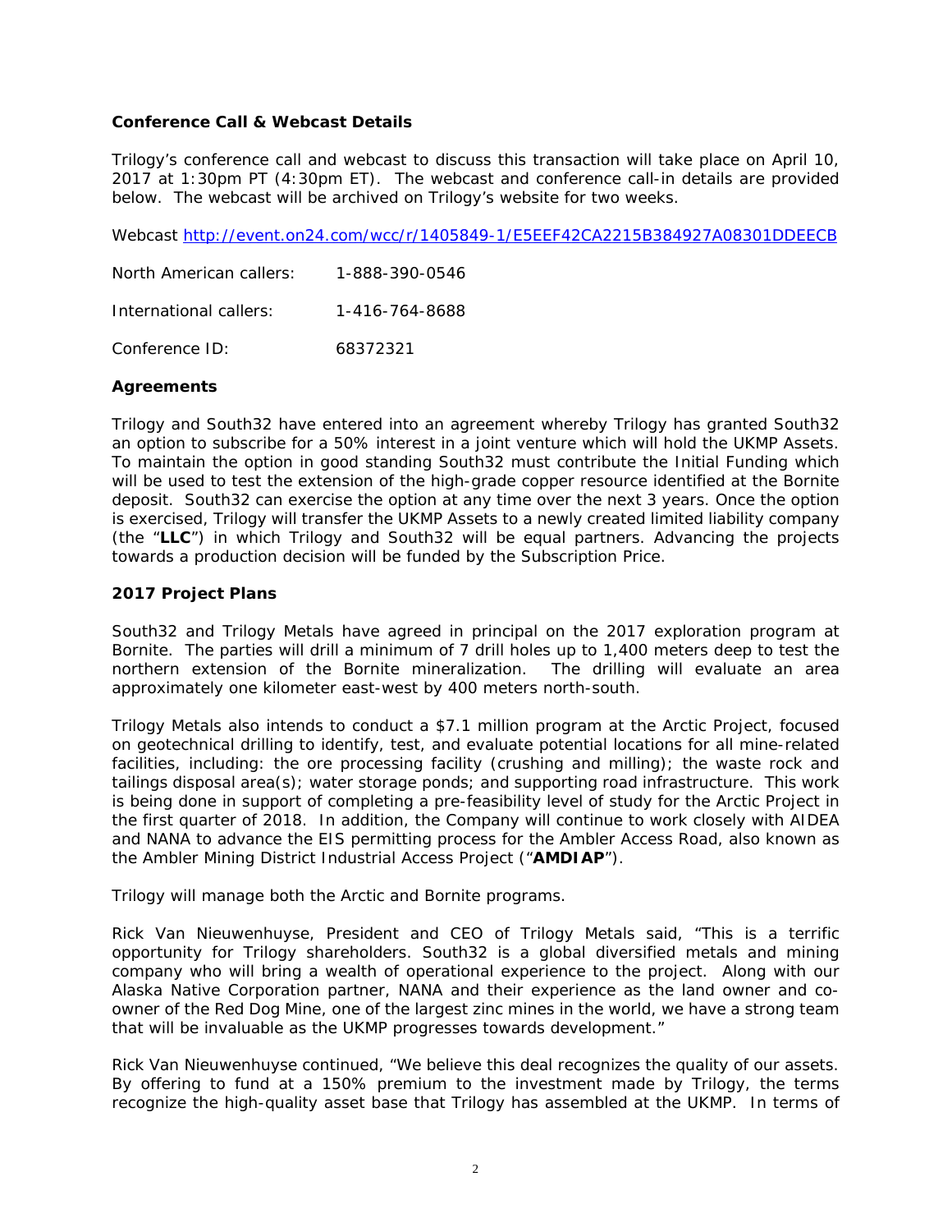**Conference Call & Webcast Details**

Trilogy's conference call and webcast to discuss this transaction will take place on April 10, 2017 at 1:30pm PT (4:30pm ET). The webcast and conference call-in details are provided below. The webcast will be archived on Trilogy's website for two weeks.

Webcast http://event.on24.com/wcc/r/1405849-1/E5EEF42CA2215B384927A08301DDEECB

| | |
|---|---|
| North American callers: | 1-888-390-0546 |
| International callers: | 1-416-764-8688 |
| Conference ID: | 68372321 |

**Agreements**

Trilogy and South32 have entered into an agreement whereby Trilogy has granted South32 an option to subscribe for a 50% interest in a joint venture which will hold the UKMP Assets. To maintain the option in good standing South32 must contribute the Initial Funding which will be used to test the extension of the high-grade copper resource identified at the Bornite deposit. South32 can exercise the option at any time over the next 3 years. Once the option is exercised, Trilogy will transfer the UKMP Assets to a newly created limited liability company (the "**LLC**") in which Trilogy and South32 will be equal partners. Advancing the projects towards a production decision will be funded by the Subscription Price.

**2017 Project Plans**

South32 and Trilogy Metals have agreed in principal on the 2017 exploration program at Bornite. The parties will drill a minimum of 7 drill holes up to 1,400 meters deep to test the northern extension of the Bornite mineralization. The drilling will evaluate an area approximately one kilometer east-west by 400 meters north-south.

Trilogy Metals also intends to conduct a $7.1 million program at the Arctic Project, focused on geotechnical drilling to identify, test, and evaluate potential locations for all mine-related facilities, including: the ore processing facility (crushing and milling); the waste rock and tailings disposal area(s); water storage ponds; and supporting road infrastructure. This work is being done in support of completing a pre-feasibility level of study for the Arctic Project in the first quarter of 2018. In addition, the Company will continue to work closely with AIDEA and NANA to advance the EIS permitting process for the Ambler Access Road, also known as the Ambler Mining District Industrial Access Project ("**AMDIAP**").

Trilogy will manage both the Arctic and Bornite programs.

Rick Van Nieuwenhuyse, President and CEO of Trilogy Metals said, "This is a terrific opportunity for Trilogy shareholders. South32 is a global diversified metals and mining company who will bring a wealth of operational experience to the project. Along with our Alaska Native Corporation partner, NANA and their experience as the land owner and co-owner of the Red Dog Mine, one of the largest zinc mines in the world, we have a strong team that will be invaluable as the UKMP progresses towards development."

Rick Van Nieuwenhuyse continued, "We believe this deal recognizes the quality of our assets. By offering to fund at a 150% premium to the investment made by Trilogy, the terms recognize the high-quality asset base that Trilogy has assembled at the UKMP. In terms of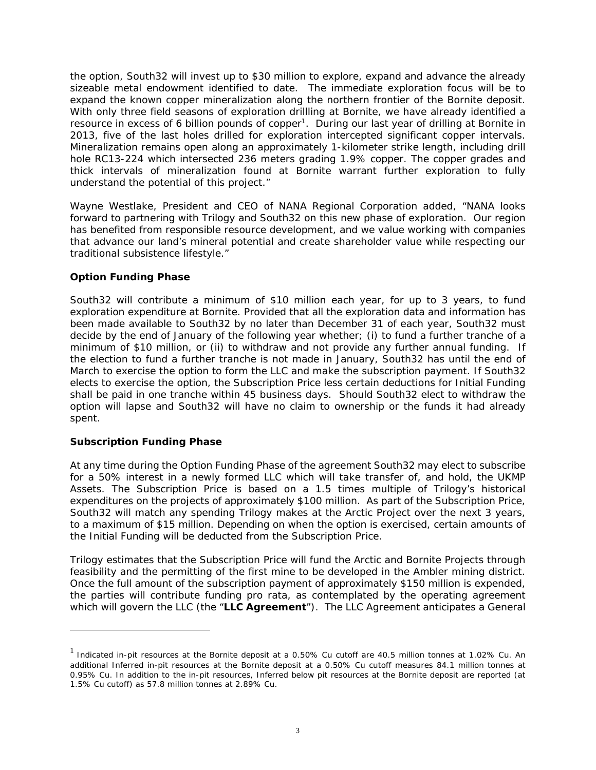the option, South32 will invest up to $30 million to explore, expand and advance the already sizeable metal endowment identified to date. The immediate exploration focus will be to expand the known copper mineralization along the northern frontier of the Bornite deposit. With only three field seasons of exploration drillling at Bornite, we have already identified a resource in excess of 6 billion pounds of copper[1]. During our last year of drilling at Bornite in 2013, five of the last holes drilled for exploration intercepted significant copper intervals. Mineralization remains open along an approximately 1-kilometer strike length, including drill hole RC13-224 which intersected 236 meters grading 1.9% copper. The copper grades and thick intervals of mineralization found at Bornite warrant further exploration to fully understand the potential of this project."

Wayne Westlake, President and CEO of NANA Regional Corporation added, "NANA looks forward to partnering with Trilogy and South32 on this new phase of exploration. Our region has benefited from responsible resource development, and we value working with companies that advance our land's mineral potential and create shareholder value while respecting our traditional subsistence lifestyle."

**Option Funding Phase**

South32 will contribute a minimum of $10 million each year, for up to 3 years, to fund exploration expenditure at Bornite. Provided that all the exploration data and information has been made available to South32 by no later than December 31 of each year, South32 must decide by the end of January of the following year whether; (i) to fund a further tranche of a minimum of $10 million, or (ii) to withdraw and not provide any further annual funding. If the election to fund a further tranche is not made in January, South32 has until the end of March to exercise the option to form the LLC and make the subscription payment. If South32 elects to exercise the option, the Subscription Price less certain deductions for Initial Funding shall be paid in one tranche within 45 business days. Should South32 elect to withdraw the option will lapse and South32 will have no claim to ownership or the funds it had already spent.

**Subscription Funding Phase**

At any time during the Option Funding Phase of the agreement South32 may elect to subscribe for a 50% interest in a newly formed LLC which will take transfer of, and hold, the UKMP Assets. The Subscription Price is based on a 1.5 times multiple of Trilogy's historical expenditures on the projects of approximately $100 million. As part of the Subscription Price, South32 will match any spending Trilogy makes at the Arctic Project over the next 3 years, to a maximum of $15 million. Depending on when the option is exercised, certain amounts of the Initial Funding will be deducted from the Subscription Price.

Trilogy estimates that the Subscription Price will fund the Arctic and Bornite Projects through feasibility and the permitting of the first mine to be developed in the Ambler mining district. Once the full amount of the subscription payment of approximately $150 million is expended, the parties will contribute funding pro rata, as contemplated by the operating agreement which will govern the LLC (the "**LLC Agreement**"). The LLC Agreement anticipates a General

[1] Indicated in-pit resources at the Bornite deposit at a 0.50% Cu cutoff are 40.5 million tonnes at 1.02% Cu. An additional Inferred in-pit resources at the Bornite deposit at a 0.50% Cu cutoff measures 84.1 million tonnes at 0.95% Cu. In addition to the in-pit resources, Inferred below pit resources at the Bornite deposit are reported (at 1.5% Cu cutoff) as 57.8 million tonnes at 2.89% Cu.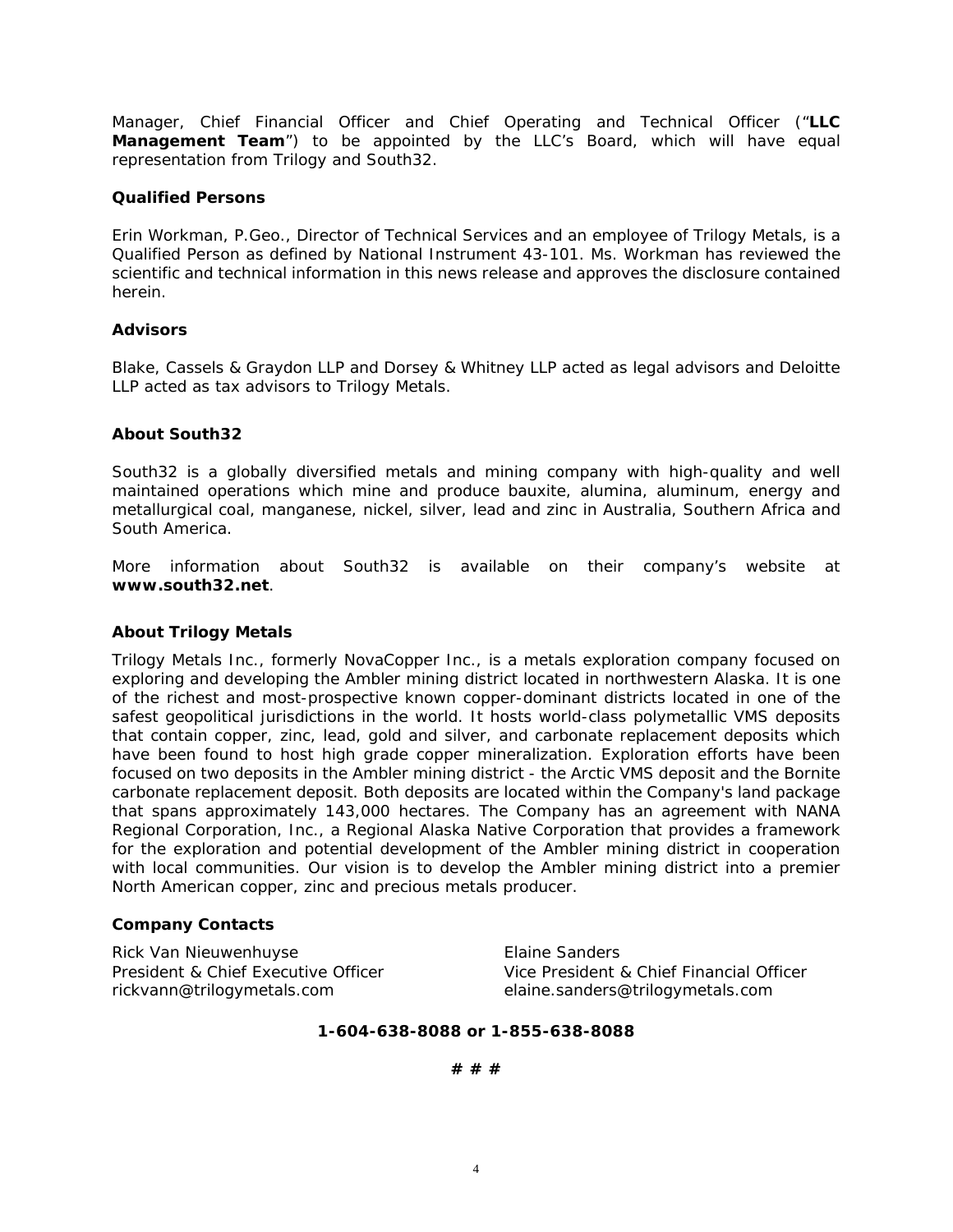Manager, Chief Financial Officer and Chief Operating and Technical Officer ("**LLC Management Team**") to be appointed by the LLC's Board, which will have equal representation from Trilogy and South32.

**Qualified Persons**

Erin Workman, P.Geo., Director of Technical Services and an employee of Trilogy Metals, is a Qualified Person as defined by National Instrument 43-101. Ms. Workman has reviewed the scientific and technical information in this news release and approves the disclosure contained herein.

**Advisors**

Blake, Cassels & Graydon LLP and Dorsey & Whitney LLP acted as legal advisors and Deloitte LLP acted as tax advisors to Trilogy Metals.

**About South32**

South32 is a globally diversified metals and mining company with high-quality and well maintained operations which mine and produce bauxite, alumina, aluminum, energy and metallurgical coal, manganese, nickel, silver, lead and zinc in Australia, Southern Africa and South America.

More information about South32 is available on their company's website at **www.south32.net**.

**About Trilogy Metals**

Trilogy Metals Inc., formerly NovaCopper Inc., is a metals exploration company focused on exploring and developing the Ambler mining district located in northwestern Alaska. It is one of the richest and most-prospective known copper-dominant districts located in one of the safest geopolitical jurisdictions in the world. It hosts world-class polymetallic VMS deposits that contain copper, zinc, lead, gold and silver, and carbonate replacement deposits which have been found to host high grade copper mineralization. Exploration efforts have been focused on two deposits in the Ambler mining district - the Arctic VMS deposit and the Bornite carbonate replacement deposit. Both deposits are located within the Company's land package that spans approximately 143,000 hectares. The Company has an agreement with NANA Regional Corporation, Inc., a Regional Alaska Native Corporation that provides a framework for the exploration and potential development of the Ambler mining district in cooperation with local communities. Our vision is to develop the Ambler mining district into a premier North American copper, zinc and precious metals producer.

**Company Contacts**

Rick Van Nieuwenhuyse
President & Chief Executive Officer
rickvann@trilogymetals.com

Elaine Sanders
Vice President & Chief Financial Officer
elaine.sanders@trilogymetals.com

**1-604-638-8088 or 1-855-638-8088**

**# # #**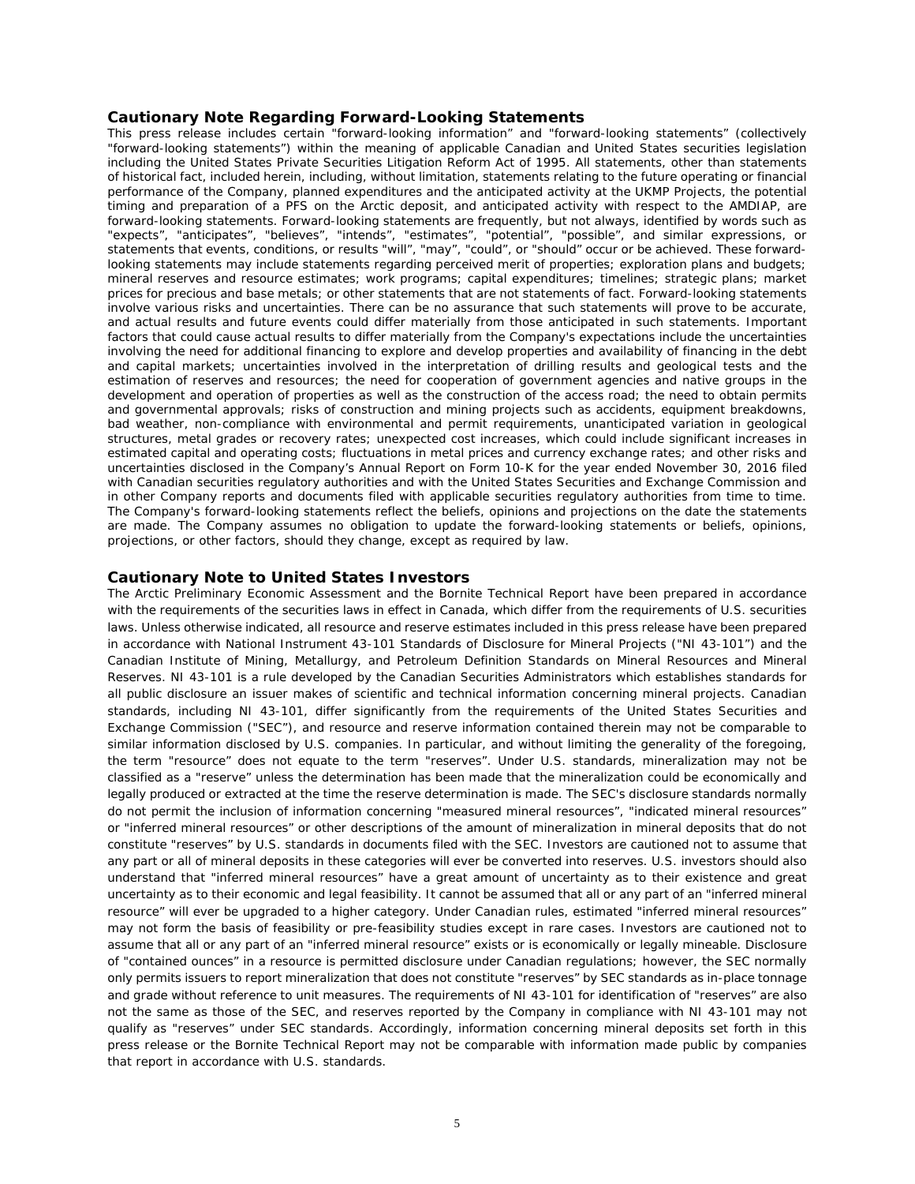## Cautionary Note Regarding Forward-Looking Statements

This press release includes certain "forward-looking information" and "forward-looking statements" (collectively "forward-looking statements") within the meaning of applicable Canadian and United States securities legislation including the United States Private Securities Litigation Reform Act of 1995. All statements, other than statements of historical fact, included herein, including, without limitation, statements relating to the future operating or financial performance of the Company, planned expenditures and the anticipated activity at the UKMP Projects, the potential timing and preparation of a PFS on the Arctic deposit, and anticipated activity with respect to the AMDIAP, are forward-looking statements. Forward-looking statements are frequently, but not always, identified by words such as "expects", "anticipates", "believes", "intends", "estimates", "potential", "possible", and similar expressions, or statements that events, conditions, or results "will", "may", "could", or "should" occur or be achieved. These forward-looking statements may include statements regarding perceived merit of properties; exploration plans and budgets; mineral reserves and resource estimates; work programs; capital expenditures; timelines; strategic plans; market prices for precious and base metals; or other statements that are not statements of fact. Forward-looking statements involve various risks and uncertainties. There can be no assurance that such statements will prove to be accurate, and actual results and future events could differ materially from those anticipated in such statements. Important factors that could cause actual results to differ materially from the Company's expectations include the uncertainties involving the need for additional financing to explore and develop properties and availability of financing in the debt and capital markets; uncertainties involved in the interpretation of drilling results and geological tests and the estimation of reserves and resources; the need for cooperation of government agencies and native groups in the development and operation of properties as well as the construction of the access road; the need to obtain permits and governmental approvals; risks of construction and mining projects such as accidents, equipment breakdowns, bad weather, non-compliance with environmental and permit requirements, unanticipated variation in geological structures, metal grades or recovery rates; unexpected cost increases, which could include significant increases in estimated capital and operating costs; fluctuations in metal prices and currency exchange rates; and other risks and uncertainties disclosed in the Company's Annual Report on Form 10-K for the year ended November 30, 2016 filed with Canadian securities regulatory authorities and with the United States Securities and Exchange Commission and in other Company reports and documents filed with applicable securities regulatory authorities from time to time. The Company's forward-looking statements reflect the beliefs, opinions and projections on the date the statements are made. The Company assumes no obligation to update the forward-looking statements or beliefs, opinions, projections, or other factors, should they change, except as required by law.

## Cautionary Note to United States Investors

The Arctic Preliminary Economic Assessment and the Bornite Technical Report have been prepared in accordance with the requirements of the securities laws in effect in Canada, which differ from the requirements of U.S. securities laws. Unless otherwise indicated, all resource and reserve estimates included in this press release have been prepared in accordance with National Instrument 43-101 Standards of Disclosure for Mineral Projects ("NI 43-101") and the Canadian Institute of Mining, Metallurgy, and Petroleum Definition Standards on Mineral Resources and Mineral Reserves. NI 43-101 is a rule developed by the Canadian Securities Administrators which establishes standards for all public disclosure an issuer makes of scientific and technical information concerning mineral projects. Canadian standards, including NI 43-101, differ significantly from the requirements of the United States Securities and Exchange Commission ("SEC"), and resource and reserve information contained therein may not be comparable to similar information disclosed by U.S. companies. In particular, and without limiting the generality of the foregoing, the term "resource" does not equate to the term "reserves". Under U.S. standards, mineralization may not be classified as a "reserve" unless the determination has been made that the mineralization could be economically and legally produced or extracted at the time the reserve determination is made. The SEC's disclosure standards normally do not permit the inclusion of information concerning "measured mineral resources", "indicated mineral resources" or "inferred mineral resources" or other descriptions of the amount of mineralization in mineral deposits that do not constitute "reserves" by U.S. standards in documents filed with the SEC. Investors are cautioned not to assume that any part or all of mineral deposits in these categories will ever be converted into reserves. U.S. investors should also understand that "inferred mineral resources" have a great amount of uncertainty as to their existence and great uncertainty as to their economic and legal feasibility. It cannot be assumed that all or any part of an "inferred mineral resource" will ever be upgraded to a higher category. Under Canadian rules, estimated "inferred mineral resources" may not form the basis of feasibility or pre-feasibility studies except in rare cases. Investors are cautioned not to assume that all or any part of an "inferred mineral resource" exists or is economically or legally mineable. Disclosure of "contained ounces" in a resource is permitted disclosure under Canadian regulations; however, the SEC normally only permits issuers to report mineralization that does not constitute "reserves" by SEC standards as in-place tonnage and grade without reference to unit measures. The requirements of NI 43-101 for identification of "reserves" are also not the same as those of the SEC, and reserves reported by the Company in compliance with NI 43-101 may not qualify as "reserves" under SEC standards. Accordingly, information concerning mineral deposits set forth in this press release or the Bornite Technical Report may not be comparable with information made public by companies that report in accordance with U.S. standards.